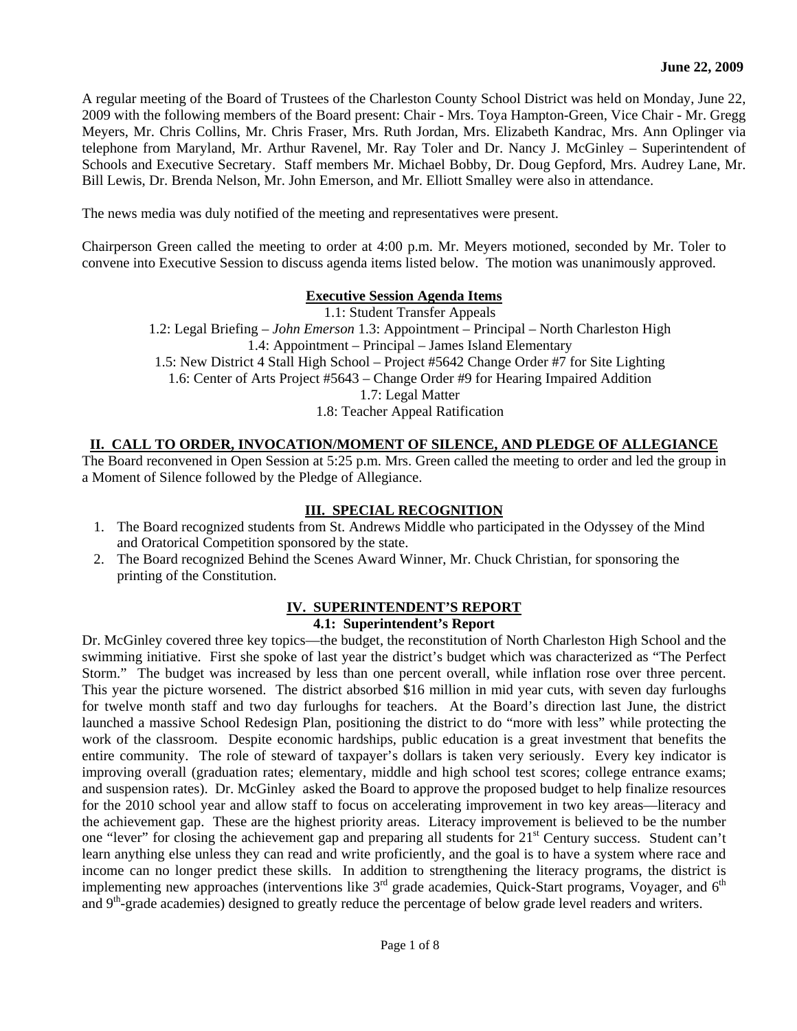**June 22, 2009**

A regular meeting of the Board of Trustees of the Charleston County School District was held on Monday, June 22, 2009 with the following members of the Board present: Chair - Mrs. Toya Hampton-Green, Vice Chair - Mr. Gregg Meyers, Mr. Chris Collins, Mr. Chris Fraser, Mrs. Ruth Jordan, Mrs. Elizabeth Kandrac, Mrs. Ann Oplinger via telephone from Maryland, Mr. Arthur Ravenel, Mr. Ray Toler and Dr. Nancy J. McGinley – Superintendent of Schools and Executive Secretary. Staff members Mr. Michael Bobby, Dr. Doug Gepford, Mrs. Audrey Lane, Mr. Bill Lewis, Dr. Brenda Nelson, Mr. John Emerson, and Mr. Elliott Smalley were also in attendance.

The news media was duly notified of the meeting and representatives were present.

Chairperson Green called the meeting to order at 4:00 p.m. Mr. Meyers motioned, seconded by Mr. Toler to convene into Executive Session to discuss agenda items listed below. The motion was unanimously approved.

**Executive Session Agenda Items**

1.1: Student Transfer Appeals
1.2: Legal Briefing – *John Emerson* 1.3: Appointment – Principal – North Charleston High
1.4: Appointment – Principal – James Island Elementary
1.5: New District 4 Stall High School – Project #5642 Change Order #7 for Site Lighting
1.6: Center of Arts Project #5643 – Change Order #9 for Hearing Impaired Addition
1.7: Legal Matter
1.8: Teacher Appeal Ratification

## II. CALL TO ORDER, INVOCATION/MOMENT OF SILENCE, AND PLEDGE OF ALLEGIANCE

The Board reconvened in Open Session at 5:25 p.m. Mrs. Green called the meeting to order and led the group in a Moment of Silence followed by the Pledge of Allegiance.

## III. SPECIAL RECOGNITION

1. The Board recognized students from St. Andrews Middle who participated in the Odyssey of the Mind and Oratorical Competition sponsored by the state.
2. The Board recognized Behind the Scenes Award Winner, Mr. Chuck Christian, for sponsoring the printing of the Constitution.

## IV. SUPERINTENDENT'S REPORT

### 4.1: Superintendent's Report

Dr. McGinley covered three key topics—the budget, the reconstitution of North Charleston High School and the swimming initiative. First she spoke of last year the district's budget which was characterized as "The Perfect Storm." The budget was increased by less than one percent overall, while inflation rose over three percent. This year the picture worsened. The district absorbed $16 million in mid year cuts, with seven day furloughs for twelve month staff and two day furloughs for teachers. At the Board's direction last June, the district launched a massive School Redesign Plan, positioning the district to do "more with less" while protecting the work of the classroom. Despite economic hardships, public education is a great investment that benefits the entire community. The role of steward of taxpayer's dollars is taken very seriously. Every key indicator is improving overall (graduation rates; elementary, middle and high school test scores; college entrance exams; and suspension rates). Dr. McGinley asked the Board to approve the proposed budget to help finalize resources for the 2010 school year and allow staff to focus on accelerating improvement in two key areas—literacy and the achievement gap. These are the highest priority areas. Literacy improvement is believed to be the number one "lever" for closing the achievement gap and preparing all students for 21st Century success. Student can't learn anything else unless they can read and write proficiently, and the goal is to have a system where race and income can no longer predict these skills. In addition to strengthening the literacy programs, the district is implementing new approaches (interventions like 3rd grade academies, Quick-Start programs, Voyager, and 6th and 9th-grade academies) designed to greatly reduce the percentage of below grade level readers and writers.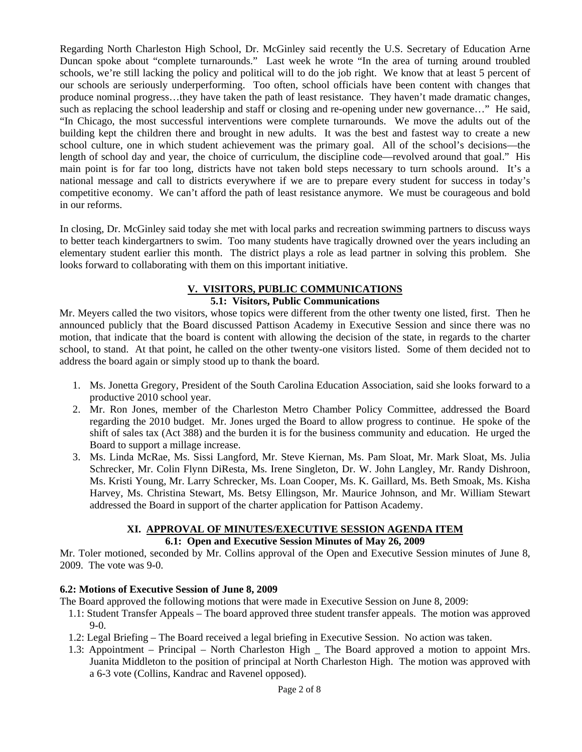Regarding North Charleston High School, Dr. McGinley said recently the U.S. Secretary of Education Arne Duncan spoke about "complete turnarounds." Last week he wrote "In the area of turning around troubled schools, we're still lacking the policy and political will to do the job right. We know that at least 5 percent of our schools are seriously underperforming. Too often, school officials have been content with changes that produce nominal progress…they have taken the path of least resistance. They haven't made dramatic changes, such as replacing the school leadership and staff or closing and re-opening under new governance…" He said, "In Chicago, the most successful interventions were complete turnarounds. We move the adults out of the building kept the children there and brought in new adults. It was the best and fastest way to create a new school culture, one in which student achievement was the primary goal. All of the school's decisions—the length of school day and year, the choice of curriculum, the discipline code—revolved around that goal." His main point is for far too long, districts have not taken bold steps necessary to turn schools around. It's a national message and call to districts everywhere if we are to prepare every student for success in today's competitive economy. We can't afford the path of least resistance anymore. We must be courageous and bold in our reforms.

In closing, Dr. McGinley said today she met with local parks and recreation swimming partners to discuss ways to better teach kindergartners to swim. Too many students have tragically drowned over the years including an elementary student earlier this month. The district plays a role as lead partner in solving this problem. She looks forward to collaborating with them on this important initiative.

## V. VISITORS, PUBLIC COMMUNICATIONS

### 5.1: Visitors, Public Communications

Mr. Meyers called the two visitors, whose topics were different from the other twenty one listed, first. Then he announced publicly that the Board discussed Pattison Academy in Executive Session and since there was no motion, that indicate that the board is content with allowing the decision of the state, in regards to the charter school, to stand. At that point, he called on the other twenty-one visitors listed. Some of them decided not to address the board again or simply stood up to thank the board.

1. Ms. Jonetta Gregory, President of the South Carolina Education Association, said she looks forward to a productive 2010 school year.
2. Mr. Ron Jones, member of the Charleston Metro Chamber Policy Committee, addressed the Board regarding the 2010 budget. Mr. Jones urged the Board to allow progress to continue. He spoke of the shift of sales tax (Act 388) and the burden it is for the business community and education. He urged the Board to support a millage increase.
3. Ms. Linda McRae, Ms. Sissi Langford, Mr. Steve Kiernan, Ms. Pam Sloat, Mr. Mark Sloat, Ms. Julia Schrecker, Mr. Colin Flynn DiResta, Ms. Irene Singleton, Dr. W. John Langley, Mr. Randy Dishroon, Ms. Kristi Young, Mr. Larry Schrecker, Ms. Loan Cooper, Ms. K. Gaillard, Ms. Beth Smoak, Ms. Kisha Harvey, Ms. Christina Stewart, Ms. Betsy Ellingson, Mr. Maurice Johnson, and Mr. William Stewart addressed the Board in support of the charter application for Pattison Academy.

## XI. APPROVAL OF MINUTES/EXECUTIVE SESSION AGENDA ITEM

### 6.1: Open and Executive Session Minutes of May 26, 2009

Mr. Toler motioned, seconded by Mr. Collins approval of the Open and Executive Session minutes of June 8, 2009. The vote was 9-0.

### 6.2: Motions of Executive Session of June 8, 2009

The Board approved the following motions that were made in Executive Session on June 8, 2009:

- 1.1: Student Transfer Appeals – The board approved three student transfer appeals. The motion was approved 9-0.
- 1.2: Legal Briefing – The Board received a legal briefing in Executive Session. No action was taken.
- 1.3: Appointment – Principal – North Charleston High _ The Board approved a motion to appoint Mrs. Juanita Middleton to the position of principal at North Charleston High. The motion was approved with a 6-3 vote (Collins, Kandrac and Ravenel opposed).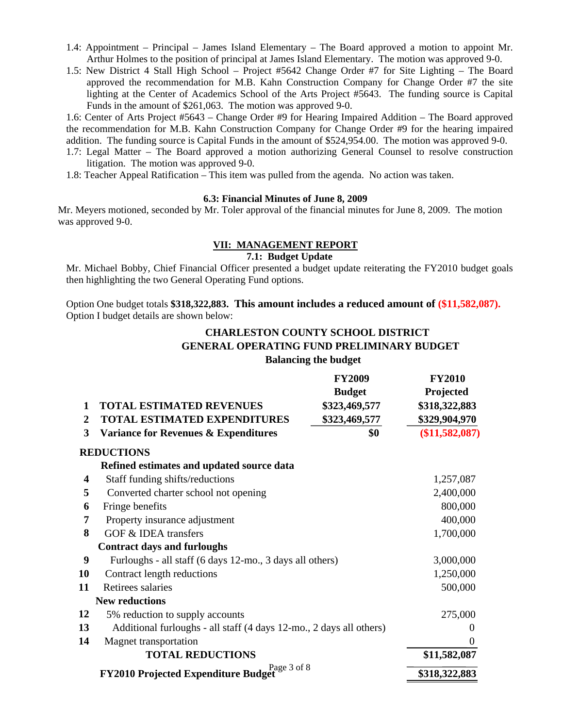1.4: Appointment – Principal – James Island Elementary – The Board approved a motion to appoint Mr. Arthur Holmes to the position of principal at James Island Elementary. The motion was approved 9-0.

1.5: New District 4 Stall High School – Project #5642 Change Order #7 for Site Lighting – The Board approved the recommendation for M.B. Kahn Construction Company for Change Order #7 the site lighting at the Center of Academics School of the Arts Project #5643. The funding source is Capital Funds in the amount of $261,063. The motion was approved 9-0.

1.6: Center of Arts Project #5643 – Change Order #9 for Hearing Impaired Addition – The Board approved the recommendation for M.B. Kahn Construction Company for Change Order #9 for the hearing impaired addition. The funding source is Capital Funds in the amount of $524,954.00. The motion was approved 9-0.

1.7: Legal Matter – The Board approved a motion authorizing General Counsel to resolve construction litigation. The motion was approved 9-0.

1.8: Teacher Appeal Ratification – This item was pulled from the agenda. No action was taken.

**6.3: Financial Minutes of June 8, 2009**

Mr. Meyers motioned, seconded by Mr. Toler approval of the financial minutes for June 8, 2009. The motion was approved 9-0.

## VII: MANAGEMENT REPORT

**7.1: Budget Update**

Mr. Michael Bobby, Chief Financial Officer presented a budget update reiterating the FY2010 budget goals then highlighting the two General Operating Fund options.

Option One budget totals **$318,322,883. This amount includes a reduced amount of ($11,582,087).** Option I budget details are shown below:

**CHARLESTON COUNTY SCHOOL DISTRICT**
**GENERAL OPERATING FUND PRELIMINARY BUDGET**
**Balancing the budget**

| | | FY2009 Budget | FY2010 Projected |
|---|---|---|---|
| 1 | **TOTAL ESTIMATED REVENUES** | **$323,469,577** | **$318,322,883** |
| 2 | **TOTAL ESTIMATED EXPENDITURES** | **$323,469,577** | **$329,904,970** |
| 3 | **Variance for Revenues & Expenditures** | **$0** | **($11,582,087)** |
| | **REDUCTIONS** | | |
| | **Refined estimates and updated source data** | | |
| 4 | Staff funding shifts/reductions | | 1,257,087 |
| 5 | Converted charter school not opening | | 2,400,000 |
| 6 | Fringe benefits | | 800,000 |
| 7 | Property insurance adjustment | | 400,000 |
| 8 | GOF & IDEA transfers | | 1,700,000 |
| | **Contract days and furloughs** | | |
| 9 | Furloughs - all staff (6 days 12-mo., 3 days all others) | | 3,000,000 |
| 10 | Contract length reductions | | 1,250,000 |
| 11 | Retirees salaries | | 500,000 |
| | **New reductions** | | |
| 12 | 5% reduction to supply accounts | | 275,000 |
| 13 | Additional furloughs - all staff (4 days 12-mo., 2 days all others) | | 0 |
| 14 | Magnet transportation | | 0 |
| | **TOTAL REDUCTIONS** | | **$11,582,087** |
| | **FY2010 Projected Expenditure Budget** | | **$318,322,883** |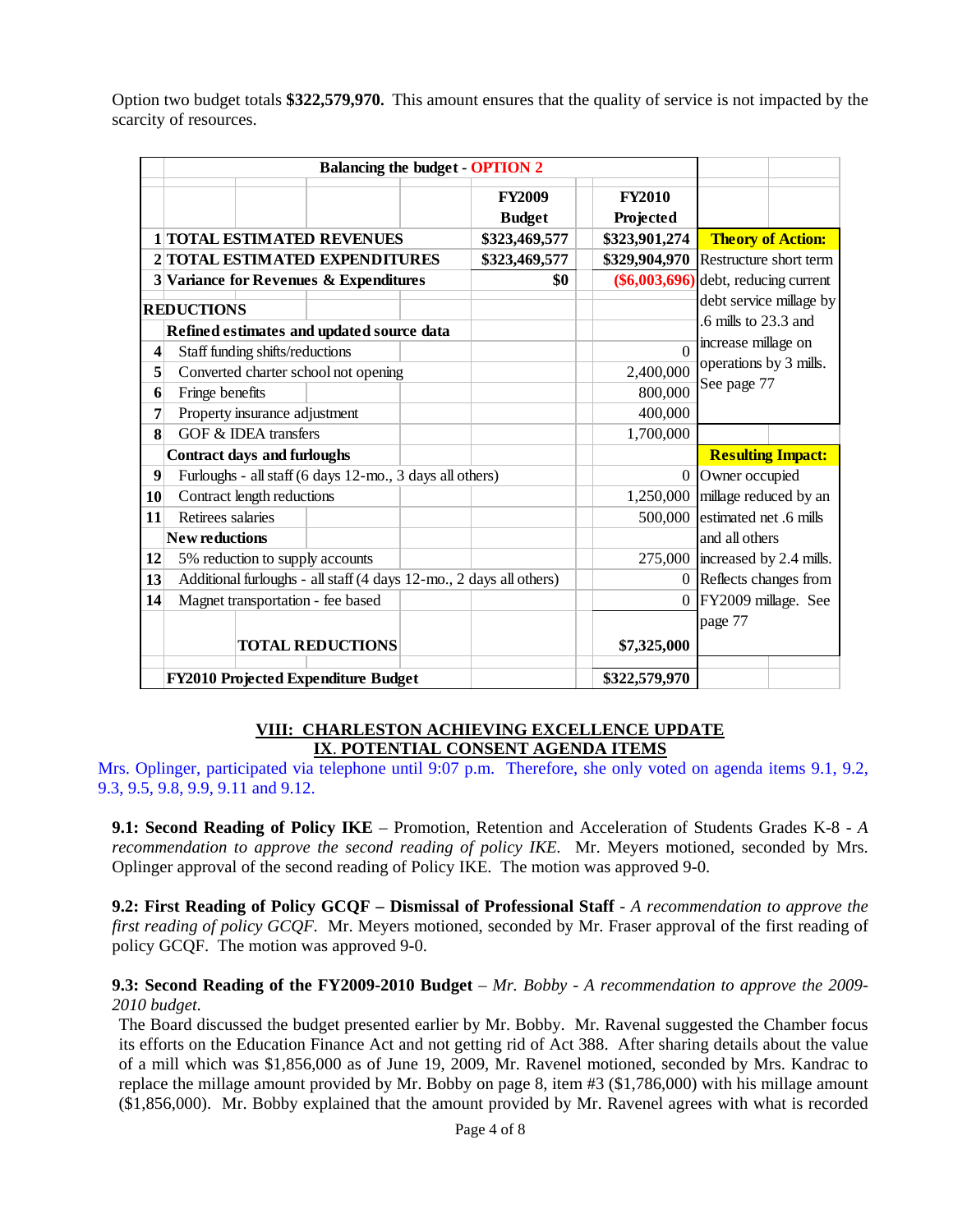Option two budget totals **$322,579,970.** This amount ensures that the quality of service is not impacted by the scarcity of resources.

| | **Balancing the budget - OPTION 2** | | | |
|---|---|---|---|---|
| | | **FY2009 Budget** | **FY2010 Projected** | |
| 1 | **TOTAL ESTIMATED REVENUES** | $323,469,577 | $323,901,274 | **Theory of Action:** |
| 2 | **TOTAL ESTIMATED EXPENDITURES** | $323,469,577 | $329,904,970 | Restructure short term |
| 3 | **Variance for Revenues & Expenditures** | $0 | ($6,003,696) | debt, reducing current |
| | **REDUCTIONS** | | | debt service millage by .6 mills to 23.3 and |
| | **Refined estimates and updated source data** | | | increase millage on |
| 4 | Staff funding shifts/reductions | | 0 | operations by 3 mills. |
| 5 | Converted charter school not opening | | 2,400,000 | See page 77 |
| 6 | Fringe benefits | | 800,000 | |
| 7 | Property insurance adjustment | | 400,000 | |
| 8 | GOF & IDEA transfers | | 1,700,000 | |
| | **Contract days and furloughs** | | | **Resulting Impact:** |
| 9 | Furloughs - all staff (6 days 12-mo., 3 days all others) | | 0 | Owner occupied |
| 10 | Contract length reductions | | 1,250,000 | millage reduced by an |
| 11 | Retirees salaries | | 500,000 | estimated net .6 mills |
| | **New reductions** | | | and all others |
| 12 | 5% reduction to supply accounts | | 275,000 | increased by 2.4 mills. |
| 13 | Additional furloughs - all staff (4 days 12-mo., 2 days all others) | | 0 | Reflects changes from |
| 14 | Magnet transportation - fee based | | 0 | FY2009 millage. See |
| | | | | page 77 |
| | **TOTAL REDUCTIONS** | | **$7,325,000** | |
| | **FY2010 Projected Expenditure Budget** | | **$322,579,970** | |

## VIII: CHARLESTON ACHIEVING EXCELLENCE UPDATE

## IX. POTENTIAL CONSENT AGENDA ITEMS

Mrs. Oplinger, participated via telephone until 9:07 p.m. Therefore, she only voted on agenda items 9.1, 9.2, 9.3, 9.5, 9.8, 9.9, 9.11 and 9.12.

**9.1: Second Reading of Policy IKE** – Promotion, Retention and Acceleration of Students Grades K-8 - *A recommendation to approve the second reading of policy IKE.* Mr. Meyers motioned, seconded by Mrs. Oplinger approval of the second reading of Policy IKE. The motion was approved 9-0.

**9.2: First Reading of Policy GCQF – Dismissal of Professional Staff** - *A recommendation to approve the first reading of policy GCQF.* Mr. Meyers motioned, seconded by Mr. Fraser approval of the first reading of policy GCQF. The motion was approved 9-0.

**9.3: Second Reading of the FY2009-2010 Budget** – *Mr. Bobby - A recommendation to approve the 2009-2010 budget.*

The Board discussed the budget presented earlier by Mr. Bobby. Mr. Ravenal suggested the Chamber focus its efforts on the Education Finance Act and not getting rid of Act 388. After sharing details about the value of a mill which was $1,856,000 as of June 19, 2009, Mr. Ravenel motioned, seconded by Mrs. Kandrac to replace the millage amount provided by Mr. Bobby on page 8, item #3 ($1,786,000) with his millage amount ($1,856,000). Mr. Bobby explained that the amount provided by Mr. Ravenel agrees with what is recorded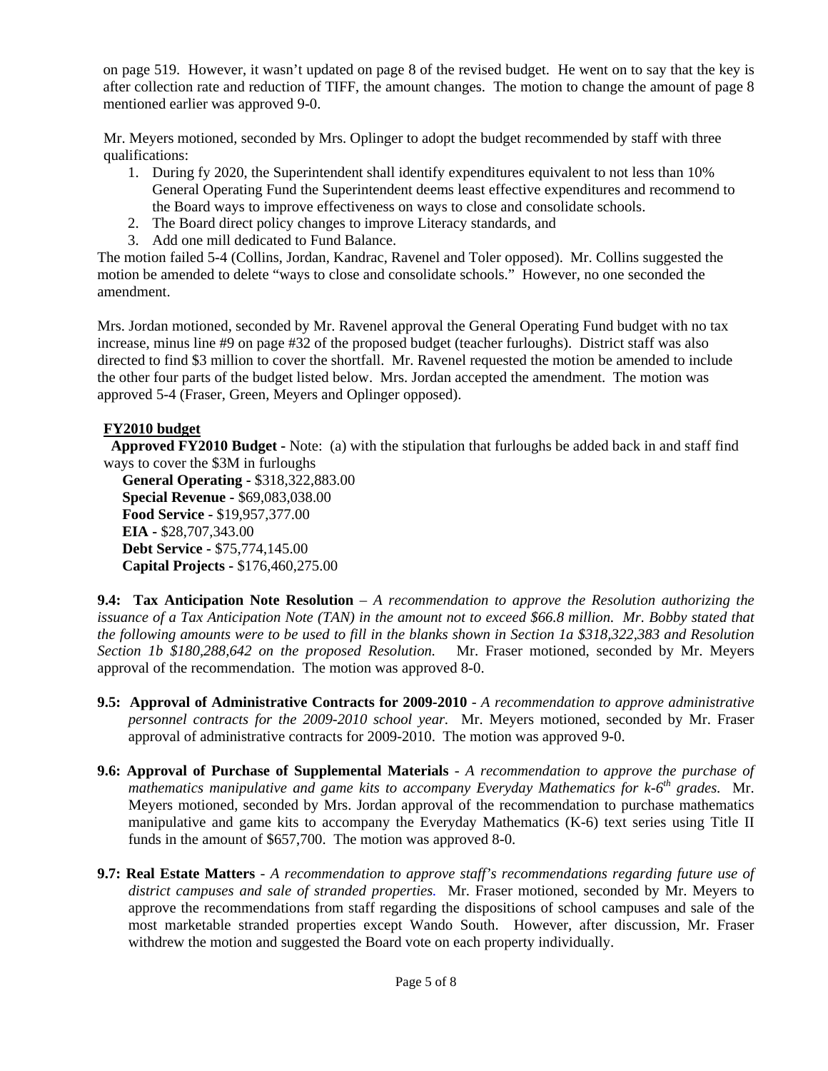on page 519. However, it wasn't updated on page 8 of the revised budget. He went on to say that the key is after collection rate and reduction of TIFF, the amount changes. The motion to change the amount of page 8 mentioned earlier was approved 9-0.

Mr. Meyers motioned, seconded by Mrs. Oplinger to adopt the budget recommended by staff with three qualifications:

1. During fy 2020, the Superintendent shall identify expenditures equivalent to not less than 10% General Operating Fund the Superintendent deems least effective expenditures and recommend to the Board ways to improve effectiveness on ways to close and consolidate schools.
2. The Board direct policy changes to improve Literacy standards, and
3. Add one mill dedicated to Fund Balance.

The motion failed 5-4 (Collins, Jordan, Kandrac, Ravenel and Toler opposed). Mr. Collins suggested the motion be amended to delete "ways to close and consolidate schools." However, no one seconded the amendment.

Mrs. Jordan motioned, seconded by Mr. Ravenel approval the General Operating Fund budget with no tax increase, minus line #9 on page #32 of the proposed budget (teacher furloughs). District staff was also directed to find $3 million to cover the shortfall. Mr. Ravenel requested the motion be amended to include the other four parts of the budget listed below. Mrs. Jordan accepted the amendment. The motion was approved 5-4 (Fraser, Green, Meyers and Oplinger opposed).

**FY2010 budget**

**Approved FY2010 Budget** - Note: (a) with the stipulation that furloughs be added back in and staff find ways to cover the $3M in furloughs

**General Operating -** $318,322,883.00
**Special Revenue -** $69,083,038.00
**Food Service -** $19,957,377.00
**EIA -** $28,707,343.00
**Debt Service -** $75,774,145.00
**Capital Projects -** $176,460,275.00

**9.4: Tax Anticipation Note Resolution** – *A recommendation to approve the Resolution authorizing the issuance of a Tax Anticipation Note (TAN) in the amount not to exceed $66.8 million. Mr. Bobby stated that the following amounts were to be used to fill in the blanks shown in Section 1a $318,322,383 and Resolution Section 1b $180,288,642 on the proposed Resolution.* Mr. Fraser motioned, seconded by Mr. Meyers approval of the recommendation. The motion was approved 8-0.

**9.5: Approval of Administrative Contracts for 2009-2010** - *A recommendation to approve administrative personnel contracts for the 2009-2010 school year.* Mr. Meyers motioned, seconded by Mr. Fraser approval of administrative contracts for 2009-2010. The motion was approved 9-0.

**9.6: Approval of Purchase of Supplemental Materials** - *A recommendation to approve the purchase of mathematics manipulative and game kits to accompany Everyday Mathematics for k-6th grades.* Mr. Meyers motioned, seconded by Mrs. Jordan approval of the recommendation to purchase mathematics manipulative and game kits to accompany the Everyday Mathematics (K-6) text series using Title II funds in the amount of $657,700. The motion was approved 8-0.

**9.7: Real Estate Matters** - *A recommendation to approve staff's recommendations regarding future use of district campuses and sale of stranded properties.* Mr. Fraser motioned, seconded by Mr. Meyers to approve the recommendations from staff regarding the dispositions of school campuses and sale of the most marketable stranded properties except Wando South. However, after discussion, Mr. Fraser withdrew the motion and suggested the Board vote on each property individually.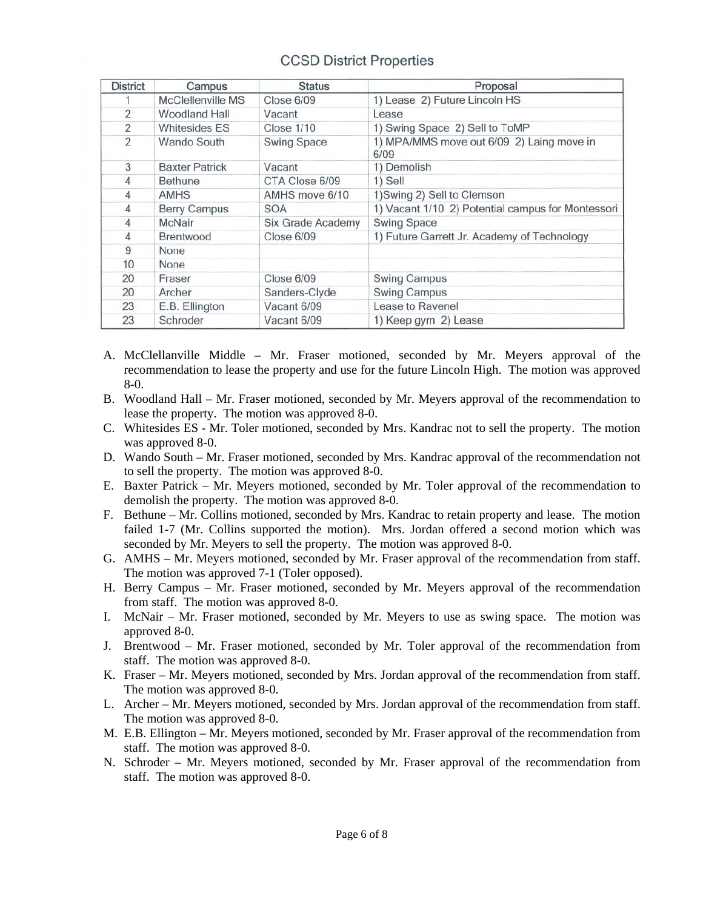## CCSD District Properties

| District | Campus | Status | Proposal |
| --- | --- | --- | --- |
| 1 | McClellenville MS | Close 6/09 | 1) Lease 2) Future Lincoln HS |
| 2 | Woodland Hall | Vacant | Lease |
| 2 | Whitesides ES | Close 1/10 | 1) Swing Space 2) Sell to ToMP |
| 2 | Wando South | Swing Space | 1) MPA/MMS move out 6/09 2) Laing move in 6/09 |
| 3 | Baxter Patrick | Vacant | 1) Demolish |
| 4 | Bethune | CTA Close 6/09 | 1) Sell |
| 4 | AMHS | AMHS move 6/10 | 1)Swing 2) Sell to Clemson |
| 4 | Berry Campus | SOA | 1) Vacant 1/10 2) Potential campus for Montessori |
| 4 | McNair | Six Grade Academy | Swing Space |
| 4 | Brentwood | Close 6/09 | 1) Future Garrett Jr. Academy of Technology |
| 9 | None | | |
| 10 | None | | |
| 20 | Fraser | Close 6/09 | Swing Campus |
| 20 | Archer | Sanders-Clyde | Swing Campus |
| 23 | E.B. Ellington | Vacant 6/09 | Lease to Ravenel |
| 23 | Schroder | Vacant 6/09 | 1) Keep gym 2) Lease |

A. McClellanville Middle – Mr. Fraser motioned, seconded by Mr. Meyers approval of the recommendation to lease the property and use for the future Lincoln High. The motion was approved 8-0.
B. Woodland Hall – Mr. Fraser motioned, seconded by Mr. Meyers approval of the recommendation to lease the property. The motion was approved 8-0.
C. Whitesides ES - Mr. Toler motioned, seconded by Mrs. Kandrac not to sell the property. The motion was approved 8-0.
D. Wando South – Mr. Fraser motioned, seconded by Mrs. Kandrac approval of the recommendation not to sell the property. The motion was approved 8-0.
E. Baxter Patrick – Mr. Meyers motioned, seconded by Mr. Toler approval of the recommendation to demolish the property. The motion was approved 8-0.
F. Bethune – Mr. Collins motioned, seconded by Mrs. Kandrac to retain property and lease. The motion failed 1-7 (Mr. Collins supported the motion). Mrs. Jordan offered a second motion which was seconded by Mr. Meyers to sell the property. The motion was approved 8-0.
G. AMHS – Mr. Meyers motioned, seconded by Mr. Fraser approval of the recommendation from staff. The motion was approved 7-1 (Toler opposed).
H. Berry Campus – Mr. Fraser motioned, seconded by Mr. Meyers approval of the recommendation from staff. The motion was approved 8-0.
I. McNair – Mr. Fraser motioned, seconded by Mr. Meyers to use as swing space. The motion was approved 8-0.
J. Brentwood – Mr. Fraser motioned, seconded by Mr. Toler approval of the recommendation from staff. The motion was approved 8-0.
K. Fraser – Mr. Meyers motioned, seconded by Mrs. Jordan approval of the recommendation from staff. The motion was approved 8-0.
L. Archer – Mr. Meyers motioned, seconded by Mrs. Jordan approval of the recommendation from staff. The motion was approved 8-0.
M. E.B. Ellington – Mr. Meyers motioned, seconded by Mr. Fraser approval of the recommendation from staff. The motion was approved 8-0.
N. Schroder – Mr. Meyers motioned, seconded by Mr. Fraser approval of the recommendation from staff. The motion was approved 8-0.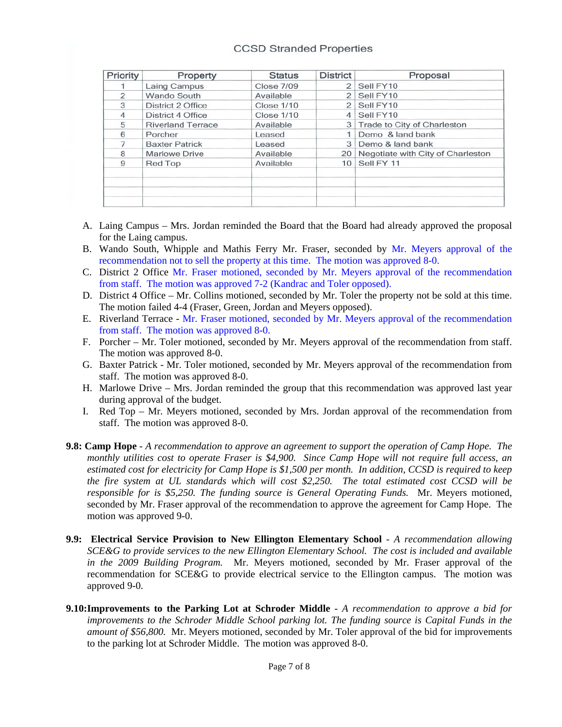### CCSD Stranded Properties

| Priority | Property | Status | District | Proposal |
|---|---|---|---|---|
| 1 | Laing Campus | Close 7/09 | 2 | Sell FY10 |
| 2 | Wando South | Available | 2 | Sell FY10 |
| 3 | District 2 Office | Close 1/10 | 2 | Sell FY10 |
| 4 | District 4 Office | Close 1/10 | 4 | Sell FY10 |
| 5 | Riverland Terrace | Available | 3 | Trade to City of Charleston |
| 6 | Porcher | Leased | 1 | Demo & land bank |
| 7 | Baxter Patrick | Leased | 3 | Demo & land bank |
| 8 | Marlowe Drive | Available | 20 | Negotiate with City of Charleston |
| 9 | Red Top | Available | 10 | Sell FY 11 |
| | | | | |
| | | | | |
| | | | | |
| | | | | |

A. Laing Campus – Mrs. Jordan reminded the Board that the Board had already approved the proposal for the Laing campus.
B. Wando South, Whipple and Mathis Ferry Mr. Fraser, seconded by Mr. Meyers approval of the recommendation not to sell the property at this time. The motion was approved 8-0.
C. District 2 Office Mr. Fraser motioned, seconded by Mr. Meyers approval of the recommendation from staff. The motion was approved 7-2 (Kandrac and Toler opposed).
D. District 4 Office – Mr. Collins motioned, seconded by Mr. Toler the property not be sold at this time. The motion failed 4-4 (Fraser, Green, Jordan and Meyers opposed).
E. Riverland Terrace - Mr. Fraser motioned, seconded by Mr. Meyers approval of the recommendation from staff. The motion was approved 8-0.
F. Porcher – Mr. Toler motioned, seconded by Mr. Meyers approval of the recommendation from staff. The motion was approved 8-0.
G. Baxter Patrick - Mr. Toler motioned, seconded by Mr. Meyers approval of the recommendation from staff. The motion was approved 8-0.
H. Marlowe Drive – Mrs. Jordan reminded the group that this recommendation was approved last year during approval of the budget.
I. Red Top – Mr. Meyers motioned, seconded by Mrs. Jordan approval of the recommendation from staff. The motion was approved 8-0.

**9.8: Camp Hope** - *A recommendation to approve an agreement to support the operation of Camp Hope. The monthly utilities cost to operate Fraser is $4,900. Since Camp Hope will not require full access, an estimated cost for electricity for Camp Hope is $1,500 per month. In addition, CCSD is required to keep the fire system at UL standards which will cost $2,250. The total estimated cost CCSD will be responsible for is $5,250. The funding source is General Operating Funds.* Mr. Meyers motioned, seconded by Mr. Fraser approval of the recommendation to approve the agreement for Camp Hope. The motion was approved 9-0.

**9.9: Electrical Service Provision to New Ellington Elementary School** - *A recommendation allowing SCE&G to provide services to the new Ellington Elementary School. The cost is included and available in the 2009 Building Program.* Mr. Meyers motioned, seconded by Mr. Fraser approval of the recommendation for SCE&G to provide electrical service to the Ellington campus. The motion was approved 9-0.

**9.10: Improvements to the Parking Lot at Schroder Middle** - *A recommendation to approve a bid for improvements to the Schroder Middle School parking lot. The funding source is Capital Funds in the amount of $56,800.* Mr. Meyers motioned, seconded by Mr. Toler approval of the bid for improvements to the parking lot at Schroder Middle. The motion was approved 8-0.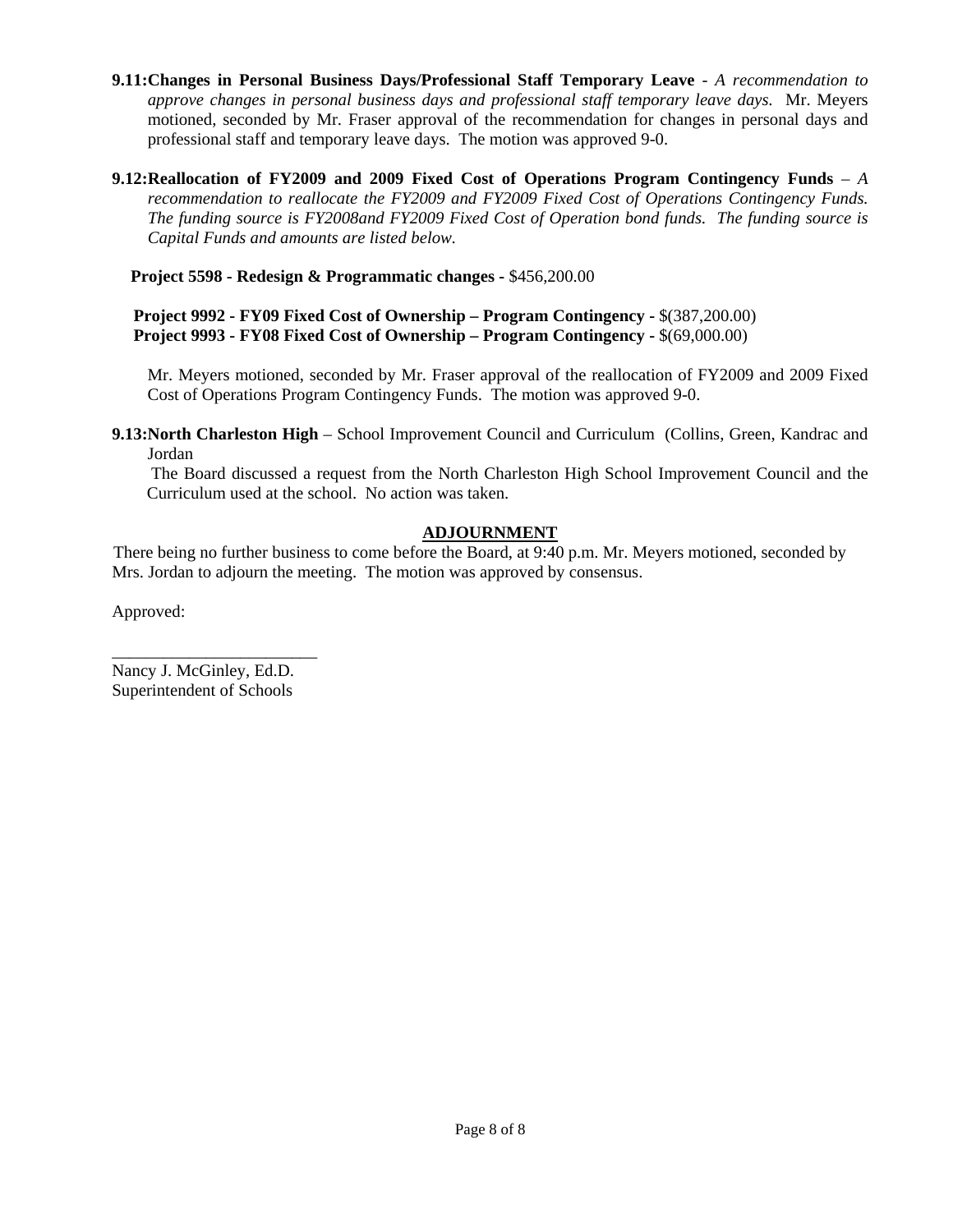**9.11: Changes in Personal Business Days/Professional Staff Temporary Leave** - *A recommendation to approve changes in personal business days and professional staff temporary leave days.* Mr. Meyers motioned, seconded by Mr. Fraser approval of the recommendation for changes in personal days and professional staff and temporary leave days. The motion was approved 9-0.

**9.12: Reallocation of FY2009 and 2009 Fixed Cost of Operations Program Contingency Funds** – *A recommendation to reallocate the FY2009 and FY2009 Fixed Cost of Operations Contingency Funds. The funding source is FY2008and FY2009 Fixed Cost of Operation bond funds. The funding source is Capital Funds and amounts are listed below.*

**Project 5598 - Redesign & Programmatic changes -** $456,200.00

**Project 9992 - FY09 Fixed Cost of Ownership – Program Contingency -** $(387,200.00)
**Project 9993 - FY08 Fixed Cost of Ownership – Program Contingency -** $(69,000.00)

Mr. Meyers motioned, seconded by Mr. Fraser approval of the reallocation of FY2009 and 2009 Fixed Cost of Operations Program Contingency Funds. The motion was approved 9-0.

**9.13: North Charleston High** – School Improvement Council and Curriculum (Collins, Green, Kandrac and Jordan

The Board discussed a request from the North Charleston High School Improvement Council and the Curriculum used at the school. No action was taken.

## ADJOURNMENT

There being no further business to come before the Board, at 9:40 p.m. Mr. Meyers motioned, seconded by Mrs. Jordan to adjourn the meeting. The motion was approved by consensus.

Approved:

\_\_\_\_\_\_\_\_\_\_\_\_\_\_\_\_\_\_\_\_\_\_\_\_\_
Nancy J. McGinley, Ed.D.
Superintendent of Schools